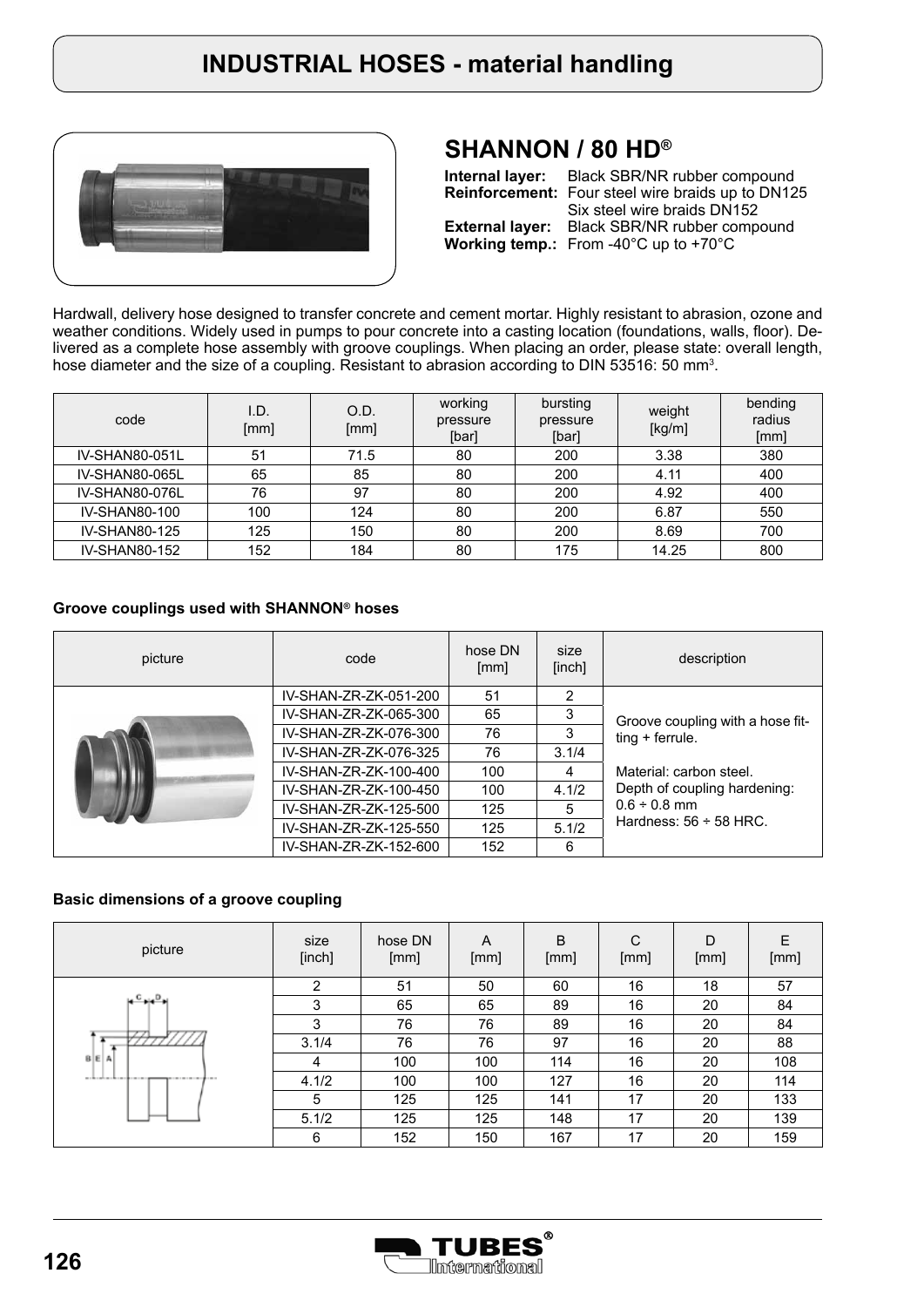# INDUSTRIAL HOSES - material handling

## SHANNON / 80 HD®

**Internal layer:** Black SBR/NR rubber compound
**Reinforcement:** Four steel wire braids up to DN125
Six steel wire braids DN152
**External layer:** Black SBR/NR rubber compound
**Working temp.:** From -40°C up to +70°C

Hardwall, delivery hose designed to transfer concrete and cement mortar. Highly resistant to abrasion, ozone and weather conditions. Widely used in pumps to pour concrete into a casting location (foundations, walls, floor). Delivered as a complete hose assembly with groove couplings. When placing an order, please state: overall length, hose diameter and the size of a coupling. Resistant to abrasion according to DIN 53516: 50 mm³.

| code | I.D. [mm] | O.D. [mm] | working pressure [bar] | bursting pressure [bar] | weight [kg/m] | bending radius [mm] |
|---|---|---|---|---|---|---|
| IV-SHAN80-051L | 51 | 71.5 | 80 | 200 | 3.38 | 380 |
| IV-SHAN80-065L | 65 | 85 | 80 | 200 | 4.11 | 400 |
| IV-SHAN80-076L | 76 | 97 | 80 | 200 | 4.92 | 400 |
| IV-SHAN80-100 | 100 | 124 | 80 | 200 | 6.87 | 550 |
| IV-SHAN80-125 | 125 | 150 | 80 | 200 | 8.69 | 700 |
| IV-SHAN80-152 | 152 | 184 | 80 | 175 | 14.25 | 800 |

### Groove couplings used with SHANNON® hoses

| picture | code | hose DN [mm] | size [inch] | description |
|---|---|---|---|---|
| | IV-SHAN-ZR-ZK-051-200 | 51 | 2 | Groove coupling with a hose fitting + ferrule. Material: carbon steel. Depth of coupling hardening: 0.6 ÷ 0.8 mm Hardness: 56 ÷ 58 HRC. |
| | IV-SHAN-ZR-ZK-065-300 | 65 | 3 | |
| | IV-SHAN-ZR-ZK-076-300 | 76 | 3 | |
| | IV-SHAN-ZR-ZK-076-325 | 76 | 3.1/4 | |
| | IV-SHAN-ZR-ZK-100-400 | 100 | 4 | |
| | IV-SHAN-ZR-ZK-100-450 | 100 | 4.1/2 | |
| | IV-SHAN-ZR-ZK-125-500 | 125 | 5 | |
| | IV-SHAN-ZR-ZK-125-550 | 125 | 5.1/2 | |
| | IV-SHAN-ZR-ZK-152-600 | 152 | 6 | |

### Basic dimensions of a groove coupling

| picture | size [inch] | hose DN [mm] | A [mm] | B [mm] | C [mm] | D [mm] | E [mm] |
|---|---|---|---|---|---|---|---|
| | 2 | 51 | 50 | 60 | 16 | 18 | 57 |
| | 3 | 65 | 65 | 89 | 16 | 20 | 84 |
| | 3 | 76 | 76 | 89 | 16 | 20 | 84 |
| | 3.1/4 | 76 | 76 | 97 | 16 | 20 | 88 |
| | 4 | 100 | 100 | 114 | 16 | 20 | 108 |
| | 4.1/2 | 100 | 100 | 127 | 16 | 20 | 114 |
| | 5 | 125 | 125 | 141 | 17 | 20 | 133 |
| | 5.1/2 | 125 | 125 | 148 | 17 | 20 | 139 |
| | 6 | 152 | 150 | 167 | 17 | 20 | 159 |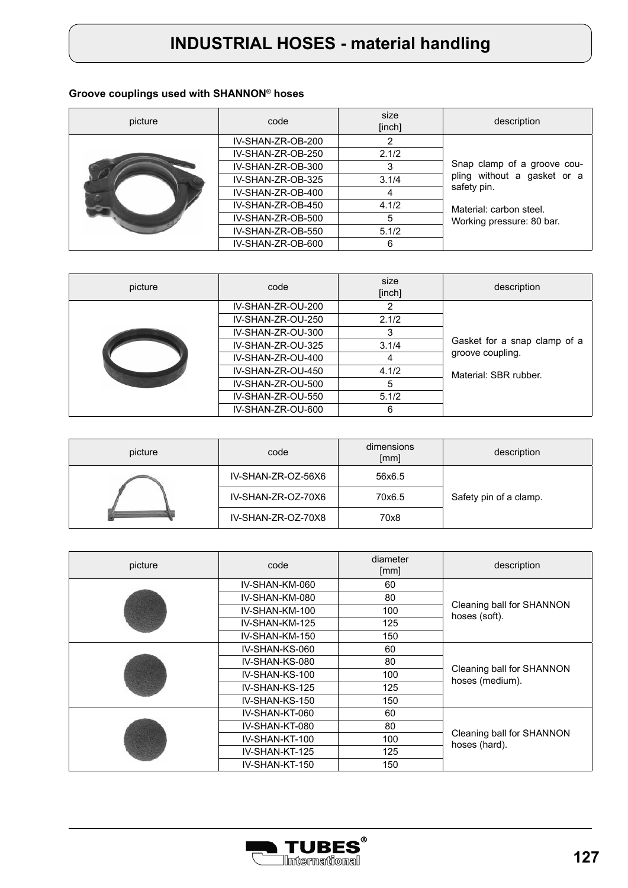# INDUSTRIAL HOSES - material handling

**Groove couplings used with SHANNON® hoses**

| picture | code | size [inch] | description |
|---|---|---|---|
| | IV-SHAN-ZR-OB-200 | 2 | Snap clamp of a groove coupling without a gasket or a safety pin. Material: carbon steel. Working pressure: 80 bar. |
| | IV-SHAN-ZR-OB-250 | 2.1/2 | |
| | IV-SHAN-ZR-OB-300 | 3 | |
| | IV-SHAN-ZR-OB-325 | 3.1/4 | |
| | IV-SHAN-ZR-OB-400 | 4 | |
| | IV-SHAN-ZR-OB-450 | 4.1/2 | |
| | IV-SHAN-ZR-OB-500 | 5 | |
| | IV-SHAN-ZR-OB-550 | 5.1/2 | |
| | IV-SHAN-ZR-OB-600 | 6 | |

| picture | code | size [inch] | description |
|---|---|---|---|
| | IV-SHAN-ZR-OU-200 | 2 | Gasket for a snap clamp of a groove coupling. Material: SBR rubber. |
| | IV-SHAN-ZR-OU-250 | 2.1/2 | |
| | IV-SHAN-ZR-OU-300 | 3 | |
| | IV-SHAN-ZR-OU-325 | 3.1/4 | |
| | IV-SHAN-ZR-OU-400 | 4 | |
| | IV-SHAN-ZR-OU-450 | 4.1/2 | |
| | IV-SHAN-ZR-OU-500 | 5 | |
| | IV-SHAN-ZR-OU-550 | 5.1/2 | |
| | IV-SHAN-ZR-OU-600 | 6 | |

| picture | code | dimensions [mm] | description |
|---|---|---|---|
| | IV-SHAN-ZR-OZ-56X6 | 56x6.5 | Safety pin of a clamp. |
| | IV-SHAN-ZR-OZ-70X6 | 70x6.5 | |
| | IV-SHAN-ZR-OZ-70X8 | 70x8 | |

| picture | code | diameter [mm] | description |
|---|---|---|---|
| | IV-SHAN-KM-060 | 60 | Cleaning ball for SHANNON hoses (soft). |
| | IV-SHAN-KM-080 | 80 | |
| | IV-SHAN-KM-100 | 100 | |
| | IV-SHAN-KM-125 | 125 | |
| | IV-SHAN-KM-150 | 150 | |
| | IV-SHAN-KS-060 | 60 | Cleaning ball for SHANNON hoses (medium). |
| | IV-SHAN-KS-080 | 80 | |
| | IV-SHAN-KS-100 | 100 | |
| | IV-SHAN-KS-125 | 125 | |
| | IV-SHAN-KS-150 | 150 | |
| | IV-SHAN-KT-060 | 60 | Cleaning ball for SHANNON hoses (hard). |
| | IV-SHAN-KT-080 | 80 | |
| | IV-SHAN-KT-100 | 100 | |
| | IV-SHAN-KT-125 | 125 | |
| | IV-SHAN-KT-150 | 150 | |